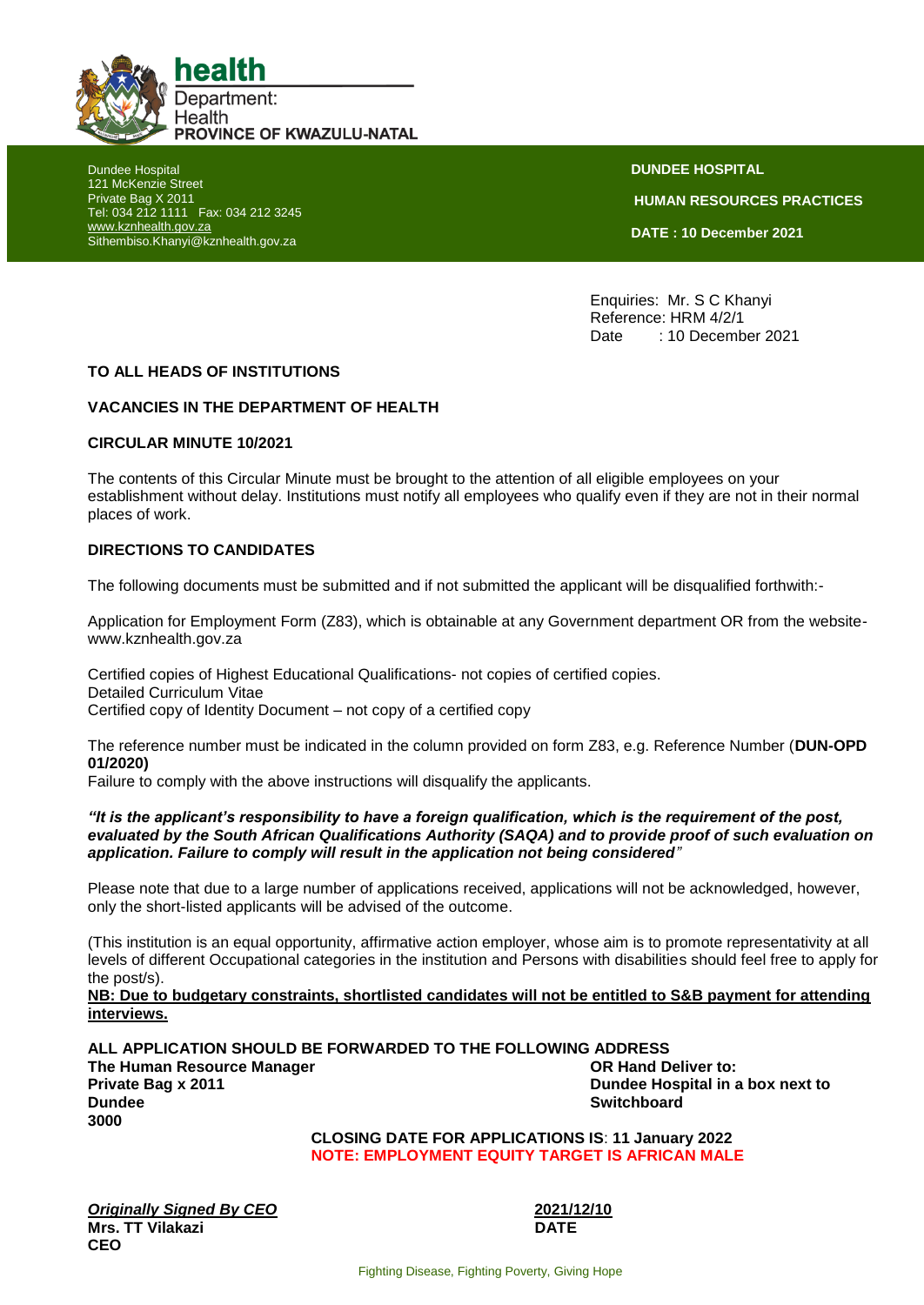**health**
Department:
Health
**PROVINCE OF KWAZULU-NATAL**

Dundee Hospital
121 McKenzie Street
Private Bag X 2011
Tel: 034 212 1111 Fax: 034 212 3245
www.kznhealth.gov.za
Sithembiso.Khanyi@kznhealth.gov.za

**DUNDEE HOSPITAL**

**HUMAN RESOURCES PRACTICES**

**DATE : 10 December 2021**

Enquiries: Mr. S C Khanyi
Reference: HRM 4/2/1
Date : 10 December 2021

**TO ALL HEADS OF INSTITUTIONS**

**VACANCIES IN THE DEPARTMENT OF HEALTH**

**CIRCULAR MINUTE 10/2021**

The contents of this Circular Minute must be brought to the attention of all eligible employees on your establishment without delay. Institutions must notify all employees who qualify even if they are not in their normal places of work.

**DIRECTIONS TO CANDIDATES**

The following documents must be submitted and if not submitted the applicant will be disqualified forthwith:-

Application for Employment Form (Z83), which is obtainable at any Government department OR from the website- www.kznhealth.gov.za

Certified copies of Highest Educational Qualifications- not copies of certified copies.
Detailed Curriculum Vitae
Certified copy of Identity Document – not copy of a certified copy

The reference number must be indicated in the column provided on form Z83, e.g. Reference Number (**DUN-OPD 01/2020)**
Failure to comply with the above instructions will disqualify the applicants.

***"It is the applicant's responsibility to have a foreign qualification, which is the requirement of the post, evaluated by the South African Qualifications Authority (SAQA) and to provide proof of such evaluation on application. Failure to comply will result in the application not being considered"***

Please note that due to a large number of applications received, applications will not be acknowledged, however, only the short-listed applicants will be advised of the outcome.

(This institution is an equal opportunity, affirmative action employer, whose aim is to promote representativity at all levels of different Occupational categories in the institution and Persons with disabilities should feel free to apply for the post/s).

**NB: Due to budgetary constraints, shortlisted candidates will not be entitled to S&B payment for attending interviews.**

**ALL APPLICATION SHOULD BE FORWARDED TO THE FOLLOWING ADDRESS**
**The Human Resource Manager**
**Private Bag x 2011**
**Dundee**
**3000**

**OR Hand Deliver to:**
**Dundee Hospital in a box next to Switchboard**

**CLOSING DATE FOR APPLICATIONS IS: 11 January 2022**
**NOTE: EMPLOYMENT EQUITY TARGET IS AFRICAN MALE**

***Originally Signed By CEO***
**Mrs. TT Vilakazi**
**CEO**

**2021/12/10**
**DATE**

Fighting Disease, Fighting Poverty, Giving Hope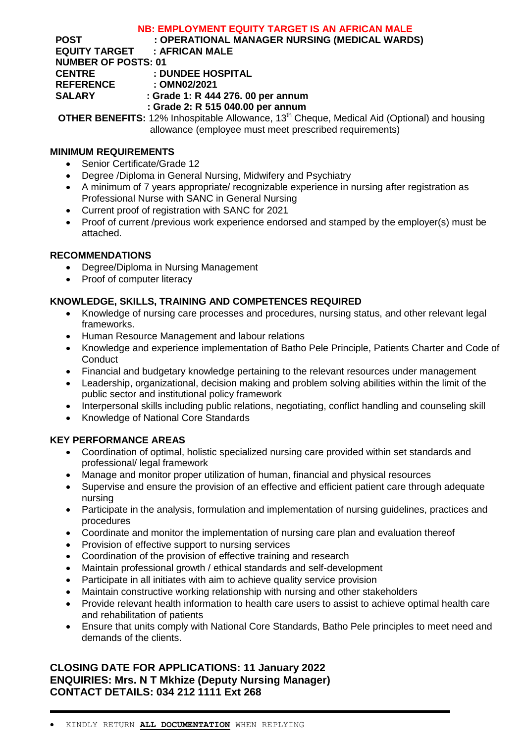**NB: EMPLOYMENT EQUITY TARGET IS AN AFRICAN MALE**

**POST : OPERATIONAL MANAGER NURSING (MEDICAL WARDS)**
**EQUITY TARGET : AFRICAN MALE**
**NUMBER OF POSTS: 01**
**CENTRE : DUNDEE HOSPITAL**
**REFERENCE : OMN02/2021**
**SALARY : Grade 1: R 444 276. 00 per annum**
**: Grade 2: R 515 040.00 per annum**

**OTHER BENEFITS:** 12% Inhospitable Allowance, 13th Cheque, Medical Aid (Optional) and housing allowance (employee must meet prescribed requirements)

## MINIMUM REQUIREMENTS

- Senior Certificate/Grade 12
- Degree /Diploma in General Nursing, Midwifery and Psychiatry
- A minimum of 7 years appropriate/ recognizable experience in nursing after registration as Professional Nurse with SANC in General Nursing
- Current proof of registration with SANC for 2021
- Proof of current /previous work experience endorsed and stamped by the employer(s) must be attached.

## RECOMMENDATIONS

- Degree/Diploma in Nursing Management
- Proof of computer literacy

## KNOWLEDGE, SKILLS, TRAINING AND COMPETENCES REQUIRED

- Knowledge of nursing care processes and procedures, nursing status, and other relevant legal frameworks.
- Human Resource Management and labour relations
- Knowledge and experience implementation of Batho Pele Principle, Patients Charter and Code of Conduct
- Financial and budgetary knowledge pertaining to the relevant resources under management
- Leadership, organizational, decision making and problem solving abilities within the limit of the public sector and institutional policy framework
- Interpersonal skills including public relations, negotiating, conflict handling and counseling skill
- Knowledge of National Core Standards

## KEY PERFORMANCE AREAS

- Coordination of optimal, holistic specialized nursing care provided within set standards and professional/ legal framework
- Manage and monitor proper utilization of human, financial and physical resources
- Supervise and ensure the provision of an effective and efficient patient care through adequate nursing
- Participate in the analysis, formulation and implementation of nursing guidelines, practices and procedures
- Coordinate and monitor the implementation of nursing care plan and evaluation thereof
- Provision of effective support to nursing services
- Coordination of the provision of effective training and research
- Maintain professional growth / ethical standards and self-development
- Participate in all initiates with aim to achieve quality service provision
- Maintain constructive working relationship with nursing and other stakeholders
- Provide relevant health information to health care users to assist to achieve optimal health care and rehabilitation of patients
- Ensure that units comply with National Core Standards, Batho Pele principles to meet need and demands of the clients.

**CLOSING DATE FOR APPLICATIONS: 11 January 2022**
**ENQUIRIES: Mrs. N T Mkhize (Deputy Nursing Manager)**
**CONTACT DETAILS: 034 212 1111 Ext 268**

- KINDLY RETURN **ALL DOCUMENTATION** WHEN REPLYING